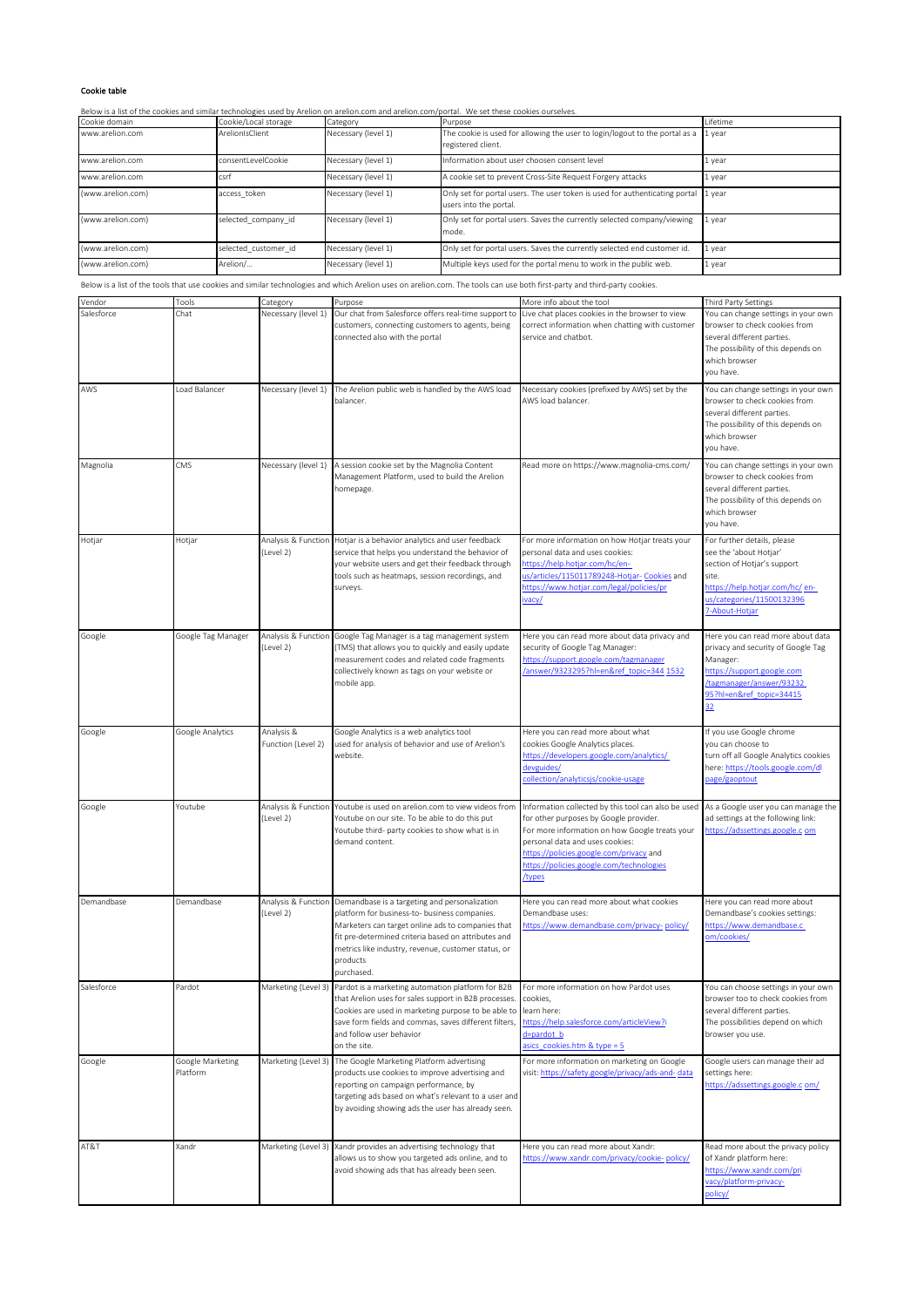## Cookie table

Below is a list of the cookies and similar technologies used by Arelion on arelion.com and arelion.com/portal. We set these cookies ourselves.

| Cookie domain | Cookie/Local storage | Category | Purpose | Lifetime |
|---|---|---|---|---|
| www.arelion.com | ArelionIsClient | Necessary (level 1) | The cookie is used for allowing the user to login/logout to the portal as a registered client. | 1 year |
| www.arelion.com | consentLevelCookie | Necessary (level 1) | Information about user choosen consent level | 1 year |
| www.arelion.com | csrf | Necessary (level 1) | A cookie set to prevent Cross-Site Request Forgery attacks | 1 year |
| (www.arelion.com) | access_token | Necessary (level 1) | Only set for portal users. The user token is used for authenticating portal users into the portal. | 1 year |
| (www.arelion.com) | selected_company_id | Necessary (level 1) | Only set for portal users. Saves the currently selected company/viewing mode. | 1 year |
| (www.arelion.com) | selected_customer_id | Necessary (level 1) | Only set for portal users. Saves the currently selected end customer id. | 1 year |
| (www.arelion.com) | Arelion/... | Necessary (level 1) | Multiple keys used for the portal menu to work in the public web. | 1 year |

Below is a list of the tools that use cookies and similar technologies and which Arelion uses on arelion.com. The tools can use both first-party and third-party cookies.

| Vendor | Tools | Category | Purpose | More info about the tool | Third Party Settings |
|---|---|---|---|---|---|
| Salesforce | Chat | Necessary (level 1) | Our chat from Salesforce offers real-time support to customers, connecting customers to agents, being connected also with the portal | Live chat places cookies in the browser to view correct information when chatting with customer service and chatbot. | You can change settings in your own browser to check cookies from several different parties. The possibility of this depends on which browser you have. |
| AWS | Load Balancer | Necessary (level 1) | The Arelion public web is handled by the AWS load balancer. | Necessary cookies (prefixed by AWS) set by the AWS load balancer. | You can change settings in your own browser to check cookies from several different parties. The possibility of this depends on which browser you have. |
| Magnolia | CMS | Necessary (level 1) | A session cookie set by the Magnolia Content Management Platform, used to build the Arelion homepage. | Read more on https://www.magnolia-cms.com/ | You can change settings in your own browser to check cookies from several different parties. The possibility of this depends on which browser you have. |
| Hotjar | Hotjar | Analysis & Function (Level 2) | Hotjar is a behavior analytics and user feedback service that helps you understand the behavior of your website users and get their feedback through tools such as heatmaps, session recordings, and surveys. | For more information on how Hotjar treats your personal data and uses cookies: https://help.hotjar.com/hc/en-us/articles/115011789248-Hotjar- Cookies and https://www.hotjar.com/legal/policies/privacy/ | For further details, please see the 'about Hotjar' section of Hotjar's support site. https://help.hotjar.com/hc/ en-us/categories/115001323967-About-Hotjar |
| Google | Google Tag Manager | Analysis & Function (Level 2) | Google Tag Manager is a tag management system (TMS) that allows you to quickly and easily update measurement codes and related code fragments collectively known as tags on your website or mobile app. | Here you can read more about data privacy and security of Google Tag Manager: https://support.google.com/tagmanager/answer/9323295?hl=en&ref_topic=344 1532 | Here you can read more about data privacy and security of Google Tag Manager: https://support.google.com/tagmanager/answer/93232 95?hl=en&ref_topic=34415 32 |
| Google | Google Analytics | Analysis & Function (Level 2) | Google Analytics is a web analytics tool used for analysis of behavior and use of Arelion's website. | Here you can read more about what cookies Google Analytics places. https://developers.google.com/analytics/ devguides/ collection/analyticsjs/cookie-usage | If you use Google chrome you can choose to turn off all Google Analytics cookies here: https://tools.google.com/dl page/gaoptout |
| Google | Youtube | Analysis & Function (Level 2) | Youtube is used on arelion.com to view videos from Youtube on our site. To be able to do this put Youtube third- party cookies to show what is in demand content. | Information collected by this tool can also be used for other purposes by Google provider. For more information on how Google treats your personal data and uses cookies: https://policies.google.com/privacy and https://policies.google.com/technologies /types | As a Google user you can manage the ad settings at the following link: https://adssettings.google.c om |
| Demandbase | Demandbase | Analysis & Function (Level 2) | Demandbase is a targeting and personalization platform for business-to- business companies. Marketers can target online ads to companies that fit pre-determined criteria based on attributes and metrics like industry, revenue, customer status, or products purchased. | Here you can read more about what cookies Demandbase uses: https://www.demandbase.com/privacy- policy/ | Here you can read more about Demandbase's cookies settings: https://www.demandbase.c om/cookies/ |
| Salesforce | Pardot | Marketing (Level 3) | Pardot is a marketing automation platform for B2B that Arelion uses for sales support in B2B processes. Cookies are used in marketing purpose to be able to save form fields and commas, saves different filters, and follow user behavior on the site. | For more information on how Pardot uses cookies, learn here: https://help.salesforce.com/articleView?id=pardot_b asics_cookies.htm & type = 5 | You can choose settings in your own browser too to check cookies from several different parties. The possibilities depend on which browser you use. |
| Google | Google Marketing Platform | Marketing (Level 3) | The Google Marketing Platform advertising products use cookies to improve advertising and reporting on campaign performance, by targeting ads based on what's relevant to a user and by avoiding showing ads the user has already seen. | For more information on marketing on Google visit: https://safety.google/privacy/ads-and- data | Google users can manage their ad settings here: https://adssettings.google.c om/ |
| AT&T | Xandr | Marketing (Level 3) | Xandr provides an advertising technology that allows us to show you targeted ads online, and to avoid showing ads that has already been seen. | Here you can read more about Xandr: https://www.xandr.com/privacy/cookie- policy/ | Read more about the privacy policy of Xandr platform here: https://www.xandr.com/privacy/platform-privacy-policy/ |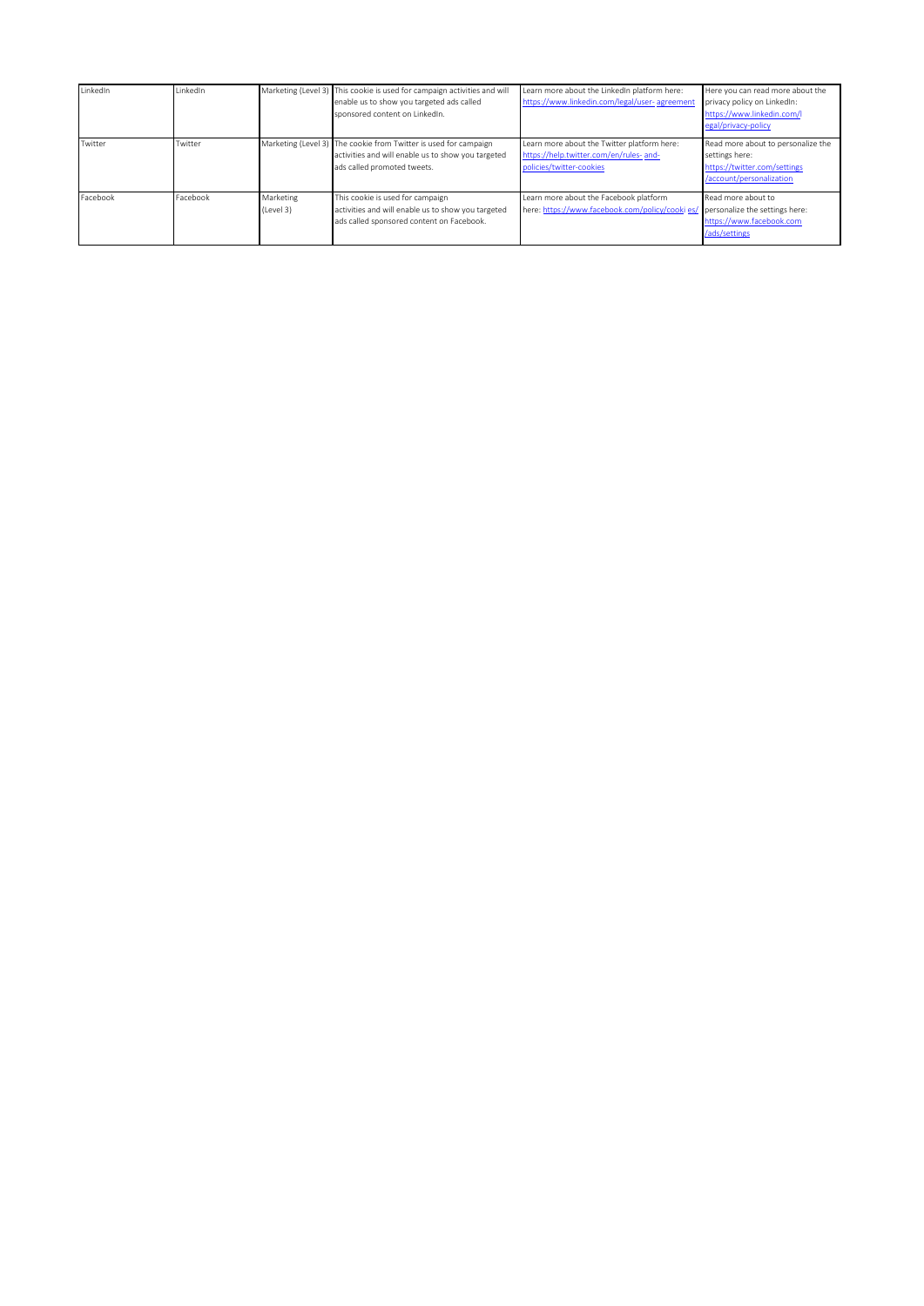| | | | | | |
|---|---|---|---|---|---|
| LinkedIn | LinkedIn | Marketing (Level 3) | This cookie is used for campaign activities and will enable us to show you targeted ads called sponsored content on LinkedIn. | Learn more about the LinkedIn platform here: https://www.linkedin.com/legal/user- agreement | Here you can read more about the privacy policy on LinkedIn: https://www.linkedin.com/l egal/privacy-policy |
| Twitter | Twitter | Marketing (Level 3) | The cookie from Twitter is used for campaign activities and will enable us to show you targeted ads called promoted tweets. | Learn more about the Twitter platform here: https://help.twitter.com/en/rules- and-policies/twitter-cookies | Read more about to personalize the settings here: https://twitter.com/settings /account/personalization |
| Facebook | Facebook | Marketing (Level 3) | This cookie is used for campaign activities and will enable us to show you targeted ads called sponsored content on Facebook. | Learn more about the Facebook platform here: https://www.facebook.com/policy/cooki es/ | Read more about to personalize the settings here: https://www.facebook.com /ads/settings |